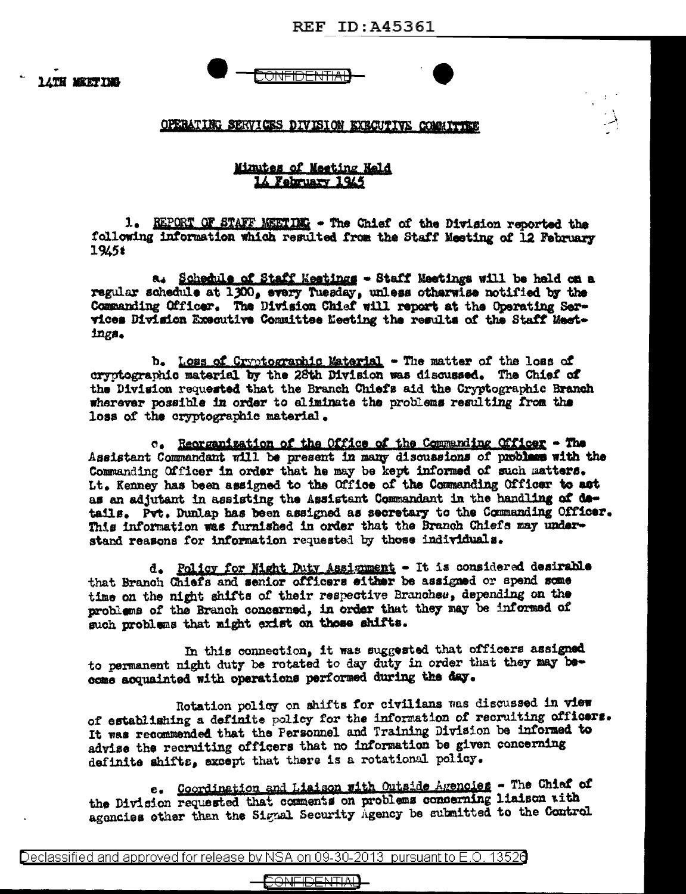14TH MEETING

CONFIDENTIAL

## OPERATING SERVICES DIVISION EXECUTIVE COMMITTEE

### Minutes of Meeting Held 14 February 1945

1. REPORT OF STAFF MEETING - The Chief of the Division reported the following information which resulted from the Staff Meeting of 12 February 1945:

a. Schedule of Staff Meetings - Staff Meetings will be held on a regular schedule at 1300, every Tuesday, unless otherwise notified by the Commanding Officer. The Division Chief will report at the Operating Services Division Executive Committee Meeting the results of the Staff Meetings.

b. Loss of Cryptographic Material - The matter of the loss of cryptographic material by the 28th Division was discussed. The Chief of the Division requested that the Branch Chiefs aid the Cryptographic Branch wherever possible in order to eliminate the problems resulting from the loss of the cryptographic material.

c. Reorganization of the Office of the Commanding Officer - The Assistant Commandant will be present in many discussions of problems with the Commanding Officer in order that he may be kept informed of such matters. Lt. Kenney has been assigned to the Office of the Commanding Officer to act as an adjutant in assisting the Assistant Commandant in the handling of details. Pvt. Dunlap has been assigned as secretary to the Commanding Officer. This information was furnished in order that the Branch Chiefs may understand reasons for information requested by those individuals.

d. Policy for Night Duty Assignment - It is considered desirable that Branch Chiefs and senior officers either be assigned or spend some time on the night shifts of their respective Branches, depending on the problems of the Branch concerned, in order that they may be informed of such problems that might exist on those shifts.

In this connection, it was suggested that officers assigned to permanent night duty be rotated to day duty in order that they may become acquainted with operations performed during the day.

Rotation policy on shifts for civilians was discussed in view of establishing a definite policy for the information of recruiting officers. It was recommended that the Personnel and Training Division be informed to advise the recruiting officers that no information be given concerning definite shifts, except that there is a rotational policy.

e. Coordination and Liaison with Outside Agencies - The Chief of the Division requested that comments on problems concerning liaison with agencies other than the Signal Security Agency be submitted to the Control

CONFIDENTIAL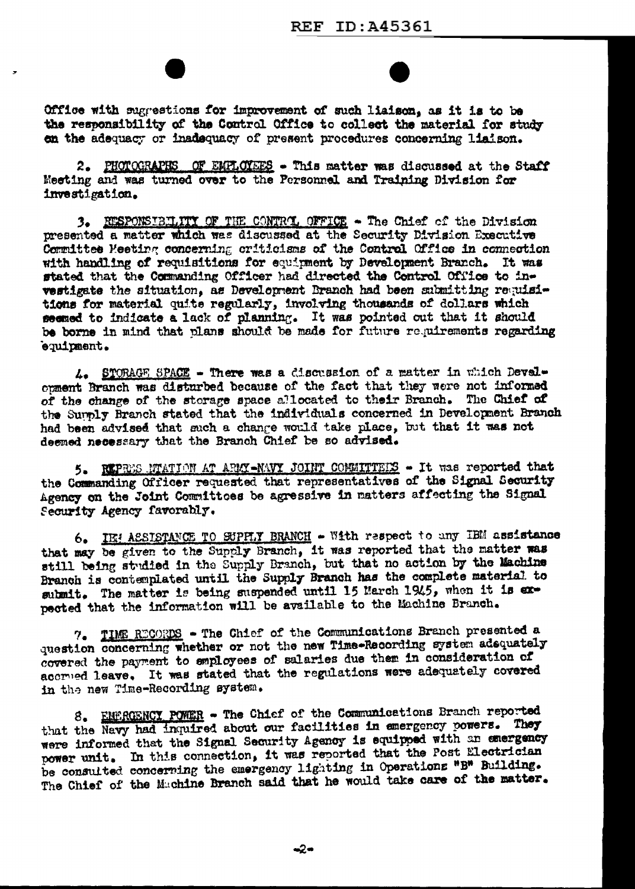Office with suggestions for improvement of such liaison, as it is to be the responsibility of the Control Office to collect the material for study on the adequacy or inadequacy of present procedures concerning liaison.

2. PHOTOGRAPHS OF EMPLOYEES - This matter was discussed at the Staff Meeting and was turned over to the Personnel and Training Division for investigation.

3. RESPONSIBILITY OF THE CONTROL OFFICE - The Chief of the Division presented a matter which was discussed at the Security Division Executive Committee Meeting concerning criticisms of the Control Office in connection with handling of requisitions for equipment by Development Branch. It was stated that the Commanding Officer had directed the Control Office to investigate the situation, as Development Branch had been submitting requisitions for material quite regularly, involving thousands of dollars which seemed to indicate a lack of planning. It was pointed out that it should be borne in mind that plans should be made for future requirements regarding equipment.

4. STORAGE SPACE - There was a discussion of a matter in which Development Branch was disturbed because of the fact that they were not informed of the change of the storage space allocated to their Branch. The Chief of the Supply Branch stated that the individuals concerned in Development Branch had been advised that such a change would take place, but that it was not deemed necessary that the Branch Chief be so advised.

5. REPRESENTATION AT ARMY-NAVY JOINT COMMITTEES - It was reported that the Commanding Officer requested that representatives of the Signal Security Agency on the Joint Committees be agressive in matters affecting the Signal Security Agency favorably.

6. IBM ASSISTANCE TO SUPPLY BRANCH - With respect to any IBM assistance that may be given to the Supply Branch, it was reported that the matter was still being studied in the Supply Branch, but that no action by the Machine Branch is contemplated until the Supply Branch has the complete material to submit. The matter is being suspended until 15 March 1945, when it is expected that the information will be available to the Machine Branch.

7. TIME RECORDS - The Chief of the Communications Branch presented a question concerning whether or not the new Time-Recording system adequately covered the payment to employees of salaries due them in consideration of accrued leave. It was stated that the regulations were adequately covered in the new Time-Recording system.

8. EMERGENCY POWER - The Chief of the Communications Branch reported that the Navy had inquired about our facilities in emergency powers. They were informed that the Signal Security Agency is equipped with an emergency power unit. In this connection, it was reported that the Post Electrician be consulted concerning the emergency lighting in Operations "B" Building. The Chief of the Machine Branch said that he would take care of the matter.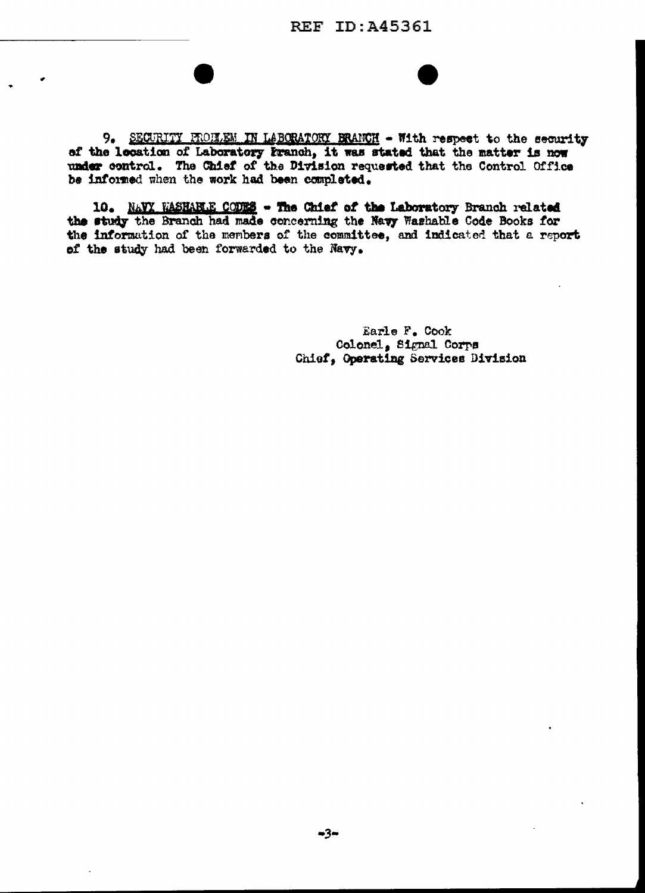9. <u>SECURITY PROBLEM IN LABORATORY BRANCH</u> - With respect to the security of the location of Laboratory Branch, it was stated that the matter is now under control. The Chief of the Division requested that the Control Office be informed when the work had been completed.

10. <u>NAVY WASHABLE CODES</u> - The Chief of the Laboratory Branch related the study the Branch had made concerning the Navy Washable Code Books for the information of the members of the committee, and indicated that a report of the study had been forwarded to the Navy.

Earle F. Cook
Colonel, Signal Corps
Chief, Operating Services Division